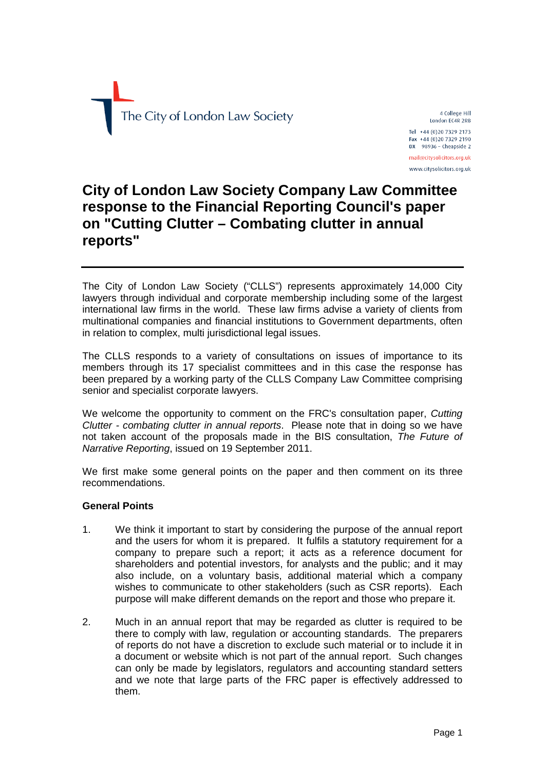The City of London Law Society

4 College Hill
London EC4R 2RB

Tel +44 (0)20 7329 2173
Fax +44 (0)20 7329 2190
DX 98936 – Cheapside 2

mail@citysolicitors.org.uk

www.citysolicitors.org.uk

# City of London Law Society Company Law Committee response to the Financial Reporting Council's paper on "Cutting Clutter – Combating clutter in annual reports"

The City of London Law Society ("CLLS") represents approximately 14,000 City lawyers through individual and corporate membership including some of the largest international law firms in the world. These law firms advise a variety of clients from multinational companies and financial institutions to Government departments, often in relation to complex, multi jurisdictional legal issues.

The CLLS responds to a variety of consultations on issues of importance to its members through its 17 specialist committees and in this case the response has been prepared by a working party of the CLLS Company Law Committee comprising senior and specialist corporate lawyers.

We welcome the opportunity to comment on the FRC's consultation paper, *Cutting Clutter - combating clutter in annual reports*. Please note that in doing so we have not taken account of the proposals made in the BIS consultation, *The Future of Narrative Reporting*, issued on 19 September 2011.

We first make some general points on the paper and then comment on its three recommendations.

**General Points**

1. We think it important to start by considering the purpose of the annual report and the users for whom it is prepared. It fulfils a statutory requirement for a company to prepare such a report; it acts as a reference document for shareholders and potential investors, for analysts and the public; and it may also include, on a voluntary basis, additional material which a company wishes to communicate to other stakeholders (such as CSR reports). Each purpose will make different demands on the report and those who prepare it.

2. Much in an annual report that may be regarded as clutter is required to be there to comply with law, regulation or accounting standards. The preparers of reports do not have a discretion to exclude such material or to include it in a document or website which is not part of the annual report. Such changes can only be made by legislators, regulators and accounting standard setters and we note that large parts of the FRC paper is effectively addressed to them.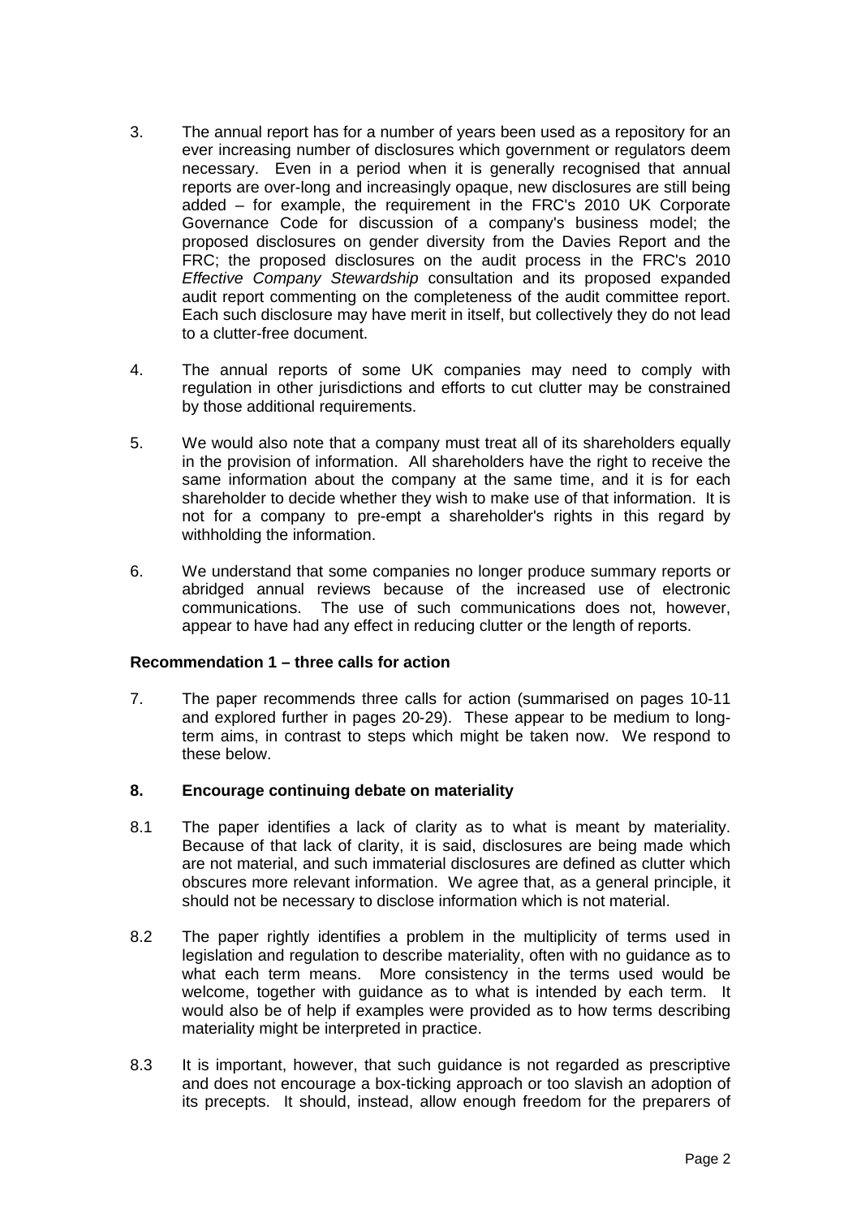3. The annual report has for a number of years been used as a repository for an ever increasing number of disclosures which government or regulators deem necessary. Even in a period when it is generally recognised that annual reports are over-long and increasingly opaque, new disclosures are still being added – for example, the requirement in the FRC's 2010 UK Corporate Governance Code for discussion of a company's business model; the proposed disclosures on gender diversity from the Davies Report and the FRC; the proposed disclosures on the audit process in the FRC's 2010 *Effective Company Stewardship* consultation and its proposed expanded audit report commenting on the completeness of the audit committee report. Each such disclosure may have merit in itself, but collectively they do not lead to a clutter-free document.

4. The annual reports of some UK companies may need to comply with regulation in other jurisdictions and efforts to cut clutter may be constrained by those additional requirements.

5. We would also note that a company must treat all of its shareholders equally in the provision of information. All shareholders have the right to receive the same information about the company at the same time, and it is for each shareholder to decide whether they wish to make use of that information. It is not for a company to pre-empt a shareholder's rights in this regard by withholding the information.

6. We understand that some companies no longer produce summary reports or abridged annual reviews because of the increased use of electronic communications. The use of such communications does not, however, appear to have had any effect in reducing clutter or the length of reports.

**Recommendation 1 – three calls for action**

7. The paper recommends three calls for action (summarised on pages 10-11 and explored further in pages 20-29). These appear to be medium to long-term aims, in contrast to steps which might be taken now. We respond to these below.

**8. Encourage continuing debate on materiality**

8.1 The paper identifies a lack of clarity as to what is meant by materiality. Because of that lack of clarity, it is said, disclosures are being made which are not material, and such immaterial disclosures are defined as clutter which obscures more relevant information. We agree that, as a general principle, it should not be necessary to disclose information which is not material.

8.2 The paper rightly identifies a problem in the multiplicity of terms used in legislation and regulation to describe materiality, often with no guidance as to what each term means. More consistency in the terms used would be welcome, together with guidance as to what is intended by each term. It would also be of help if examples were provided as to how terms describing materiality might be interpreted in practice.

8.3 It is important, however, that such guidance is not regarded as prescriptive and does not encourage a box-ticking approach or too slavish an adoption of its precepts. It should, instead, allow enough freedom for the preparers of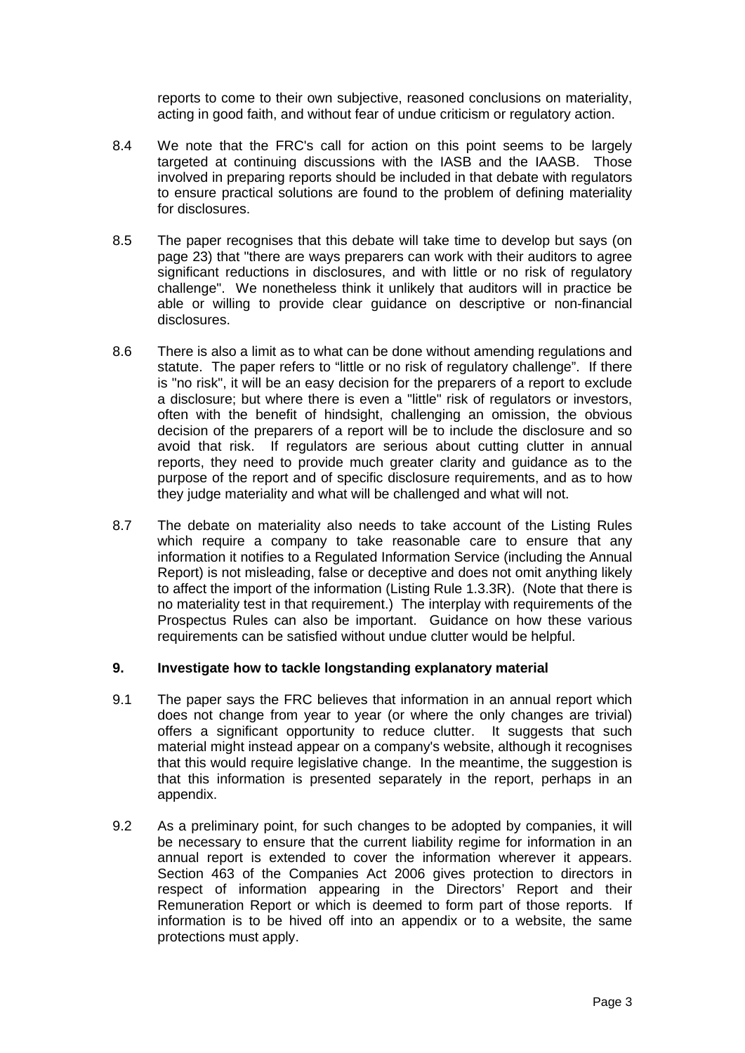reports to come to their own subjective, reasoned conclusions on materiality, acting in good faith, and without fear of undue criticism or regulatory action.

8.4 We note that the FRC's call for action on this point seems to be largely targeted at continuing discussions with the IASB and the IAASB. Those involved in preparing reports should be included in that debate with regulators to ensure practical solutions are found to the problem of defining materiality for disclosures.

8.5 The paper recognises that this debate will take time to develop but says (on page 23) that "there are ways preparers can work with their auditors to agree significant reductions in disclosures, and with little or no risk of regulatory challenge". We nonetheless think it unlikely that auditors will in practice be able or willing to provide clear guidance on descriptive or non-financial disclosures.

8.6 There is also a limit as to what can be done without amending regulations and statute. The paper refers to "little or no risk of regulatory challenge". If there is "no risk", it will be an easy decision for the preparers of a report to exclude a disclosure; but where there is even a "little" risk of regulators or investors, often with the benefit of hindsight, challenging an omission, the obvious decision of the preparers of a report will be to include the disclosure and so avoid that risk. If regulators are serious about cutting clutter in annual reports, they need to provide much greater clarity and guidance as to the purpose of the report and of specific disclosure requirements, and as to how they judge materiality and what will be challenged and what will not.

8.7 The debate on materiality also needs to take account of the Listing Rules which require a company to take reasonable care to ensure that any information it notifies to a Regulated Information Service (including the Annual Report) is not misleading, false or deceptive and does not omit anything likely to affect the import of the information (Listing Rule 1.3.3R). (Note that there is no materiality test in that requirement.) The interplay with requirements of the Prospectus Rules can also be important. Guidance on how these various requirements can be satisfied without undue clutter would be helpful.

## 9. Investigate how to tackle longstanding explanatory material

9.1 The paper says the FRC believes that information in an annual report which does not change from year to year (or where the only changes are trivial) offers a significant opportunity to reduce clutter. It suggests that such material might instead appear on a company's website, although it recognises that this would require legislative change. In the meantime, the suggestion is that this information is presented separately in the report, perhaps in an appendix.

9.2 As a preliminary point, for such changes to be adopted by companies, it will be necessary to ensure that the current liability regime for information in an annual report is extended to cover the information wherever it appears. Section 463 of the Companies Act 2006 gives protection to directors in respect of information appearing in the Directors' Report and their Remuneration Report or which is deemed to form part of those reports. If information is to be hived off into an appendix or to a website, the same protections must apply.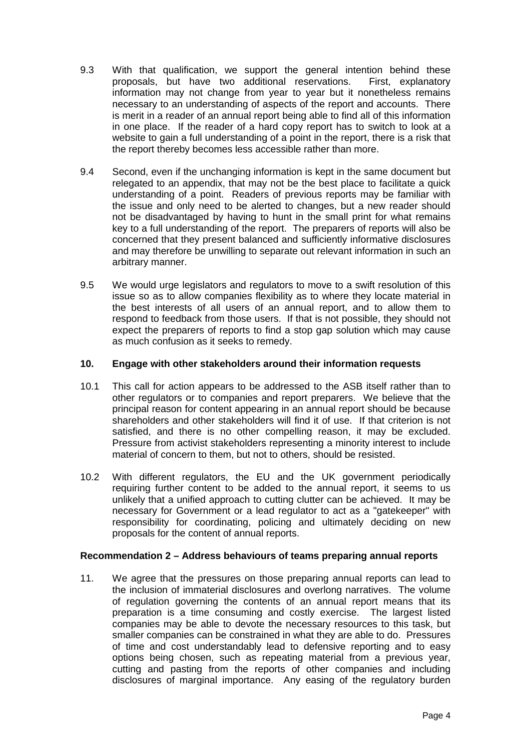9.3 With that qualification, we support the general intention behind these proposals, but have two additional reservations. First, explanatory information may not change from year to year but it nonetheless remains necessary to an understanding of aspects of the report and accounts. There is merit in a reader of an annual report being able to find all of this information in one place. If the reader of a hard copy report has to switch to look at a website to gain a full understanding of a point in the report, there is a risk that the report thereby becomes less accessible rather than more.

9.4 Second, even if the unchanging information is kept in the same document but relegated to an appendix, that may not be the best place to facilitate a quick understanding of a point. Readers of previous reports may be familiar with the issue and only need to be alerted to changes, but a new reader should not be disadvantaged by having to hunt in the small print for what remains key to a full understanding of the report. The preparers of reports will also be concerned that they present balanced and sufficiently informative disclosures and may therefore be unwilling to separate out relevant information in such an arbitrary manner.

9.5 We would urge legislators and regulators to move to a swift resolution of this issue so as to allow companies flexibility as to where they locate material in the best interests of all users of an annual report, and to allow them to respond to feedback from those users. If that is not possible, they should not expect the preparers of reports to find a stop gap solution which may cause as much confusion as it seeks to remedy.

**10. Engage with other stakeholders around their information requests**

10.1 This call for action appears to be addressed to the ASB itself rather than to other regulators or to companies and report preparers. We believe that the principal reason for content appearing in an annual report should be because shareholders and other stakeholders will find it of use. If that criterion is not satisfied, and there is no other compelling reason, it may be excluded. Pressure from activist stakeholders representing a minority interest to include material of concern to them, but not to others, should be resisted.

10.2 With different regulators, the EU and the UK government periodically requiring further content to be added to the annual report, it seems to us unlikely that a unified approach to cutting clutter can be achieved. It may be necessary for Government or a lead regulator to act as a "gatekeeper" with responsibility for coordinating, policing and ultimately deciding on new proposals for the content of annual reports.

**Recommendation 2 – Address behaviours of teams preparing annual reports**

11. We agree that the pressures on those preparing annual reports can lead to the inclusion of immaterial disclosures and overlong narratives. The volume of regulation governing the contents of an annual report means that its preparation is a time consuming and costly exercise. The largest listed companies may be able to devote the necessary resources to this task, but smaller companies can be constrained in what they are able to do. Pressures of time and cost understandably lead to defensive reporting and to easy options being chosen, such as repeating material from a previous year, cutting and pasting from the reports of other companies and including disclosures of marginal importance. Any easing of the regulatory burden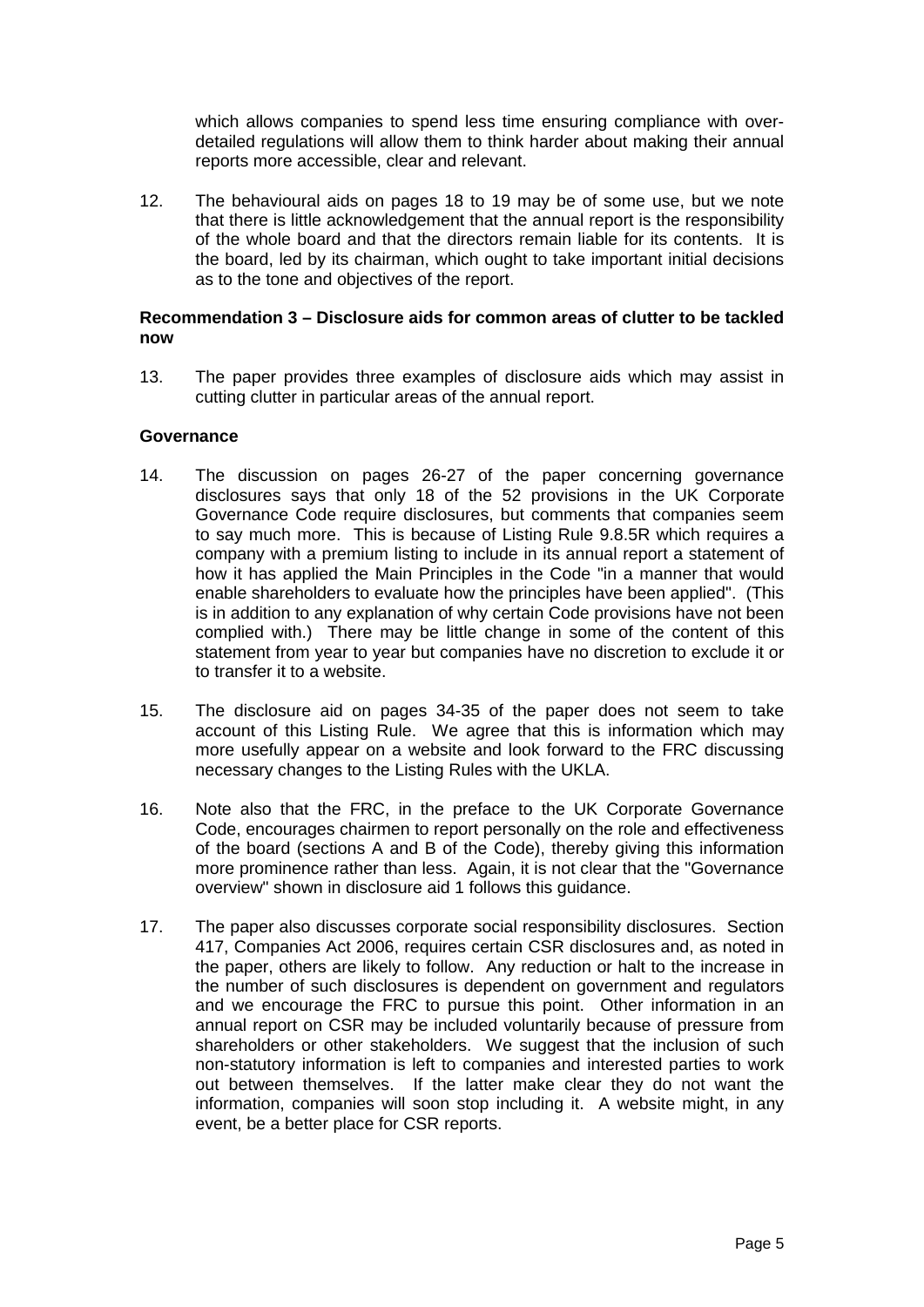which allows companies to spend less time ensuring compliance with over-detailed regulations will allow them to think harder about making their annual reports more accessible, clear and relevant.

12. The behavioural aids on pages 18 to 19 may be of some use, but we note that there is little acknowledgement that the annual report is the responsibility of the whole board and that the directors remain liable for its contents. It is the board, led by its chairman, which ought to take important initial decisions as to the tone and objectives of the report.

**Recommendation 3 – Disclosure aids for common areas of clutter to be tackled now**

13. The paper provides three examples of disclosure aids which may assist in cutting clutter in particular areas of the annual report.

**Governance**

14. The discussion on pages 26-27 of the paper concerning governance disclosures says that only 18 of the 52 provisions in the UK Corporate Governance Code require disclosures, but comments that companies seem to say much more. This is because of Listing Rule 9.8.5R which requires a company with a premium listing to include in its annual report a statement of how it has applied the Main Principles in the Code "in a manner that would enable shareholders to evaluate how the principles have been applied". (This is in addition to any explanation of why certain Code provisions have not been complied with.) There may be little change in some of the content of this statement from year to year but companies have no discretion to exclude it or to transfer it to a website.

15. The disclosure aid on pages 34-35 of the paper does not seem to take account of this Listing Rule. We agree that this is information which may more usefully appear on a website and look forward to the FRC discussing necessary changes to the Listing Rules with the UKLA.

16. Note also that the FRC, in the preface to the UK Corporate Governance Code, encourages chairmen to report personally on the role and effectiveness of the board (sections A and B of the Code), thereby giving this information more prominence rather than less. Again, it is not clear that the "Governance overview" shown in disclosure aid 1 follows this guidance.

17. The paper also discusses corporate social responsibility disclosures. Section 417, Companies Act 2006, requires certain CSR disclosures and, as noted in the paper, others are likely to follow. Any reduction or halt to the increase in the number of such disclosures is dependent on government and regulators and we encourage the FRC to pursue this point. Other information in an annual report on CSR may be included voluntarily because of pressure from shareholders or other stakeholders. We suggest that the inclusion of such non-statutory information is left to companies and interested parties to work out between themselves. If the latter make clear they do not want the information, companies will soon stop including it. A website might, in any event, be a better place for CSR reports.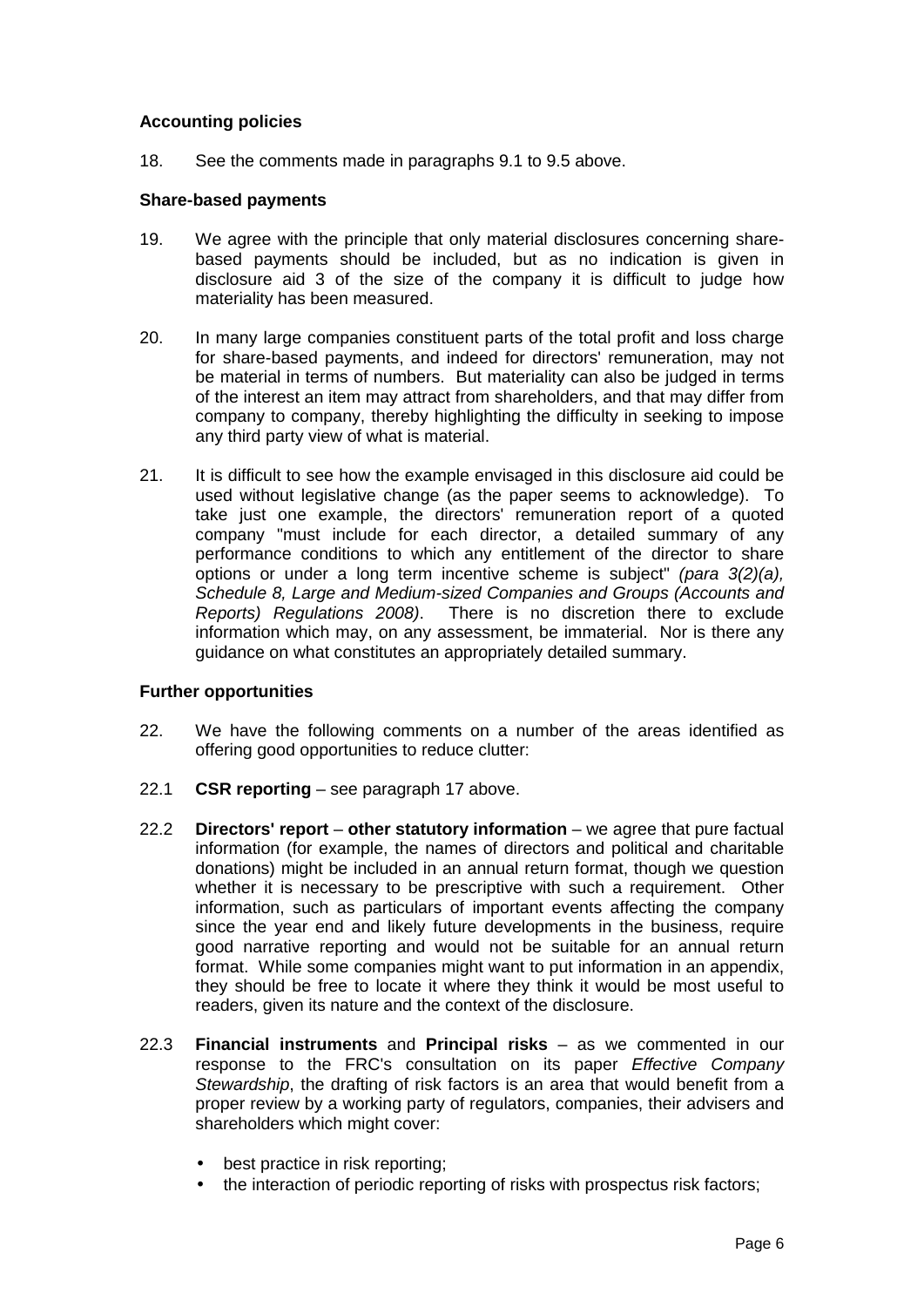**Accounting policies**

18. See the comments made in paragraphs 9.1 to 9.5 above.

**Share-based payments**

19. We agree with the principle that only material disclosures concerning share-based payments should be included, but as no indication is given in disclosure aid 3 of the size of the company it is difficult to judge how materiality has been measured.

20. In many large companies constituent parts of the total profit and loss charge for share-based payments, and indeed for directors' remuneration, may not be material in terms of numbers. But materiality can also be judged in terms of the interest an item may attract from shareholders, and that may differ from company to company, thereby highlighting the difficulty in seeking to impose any third party view of what is material.

21. It is difficult to see how the example envisaged in this disclosure aid could be used without legislative change (as the paper seems to acknowledge). To take just one example, the directors' remuneration report of a quoted company "must include for each director, a detailed summary of any performance conditions to which any entitlement of the director to share options or under a long term incentive scheme is subject" *(para 3(2)(a), Schedule 8, Large and Medium-sized Companies and Groups (Accounts and Reports) Regulations 2008)*. There is no discretion there to exclude information which may, on any assessment, be immaterial. Nor is there any guidance on what constitutes an appropriately detailed summary.

**Further opportunities**

22. We have the following comments on a number of the areas identified as offering good opportunities to reduce clutter:

22.1 **CSR reporting** – see paragraph 17 above.

22.2 **Directors' report** – **other statutory information** – we agree that pure factual information (for example, the names of directors and political and charitable donations) might be included in an annual return format, though we question whether it is necessary to be prescriptive with such a requirement. Other information, such as particulars of important events affecting the company since the year end and likely future developments in the business, require good narrative reporting and would not be suitable for an annual return format. While some companies might want to put information in an appendix, they should be free to locate it where they think it would be most useful to readers, given its nature and the context of the disclosure.

22.3 **Financial instruments** and **Principal risks** – as we commented in our response to the FRC's consultation on its paper *Effective Company Stewardship*, the drafting of risk factors is an area that would benefit from a proper review by a working party of regulators, companies, their advisers and shareholders which might cover:

- best practice in risk reporting;
- the interaction of periodic reporting of risks with prospectus risk factors;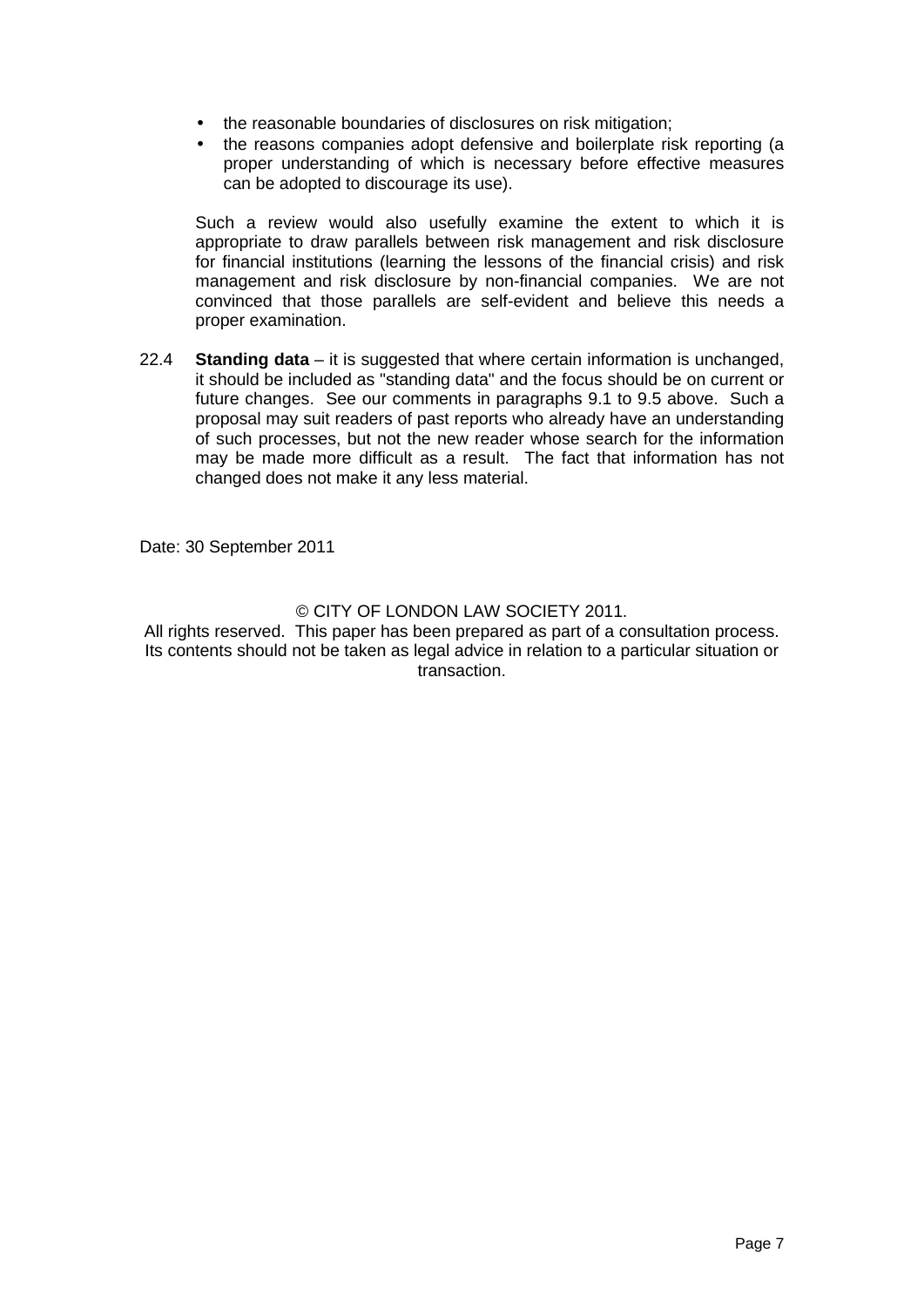- the reasonable boundaries of disclosures on risk mitigation;
- the reasons companies adopt defensive and boilerplate risk reporting (a proper understanding of which is necessary before effective measures can be adopted to discourage its use).

Such a review would also usefully examine the extent to which it is appropriate to draw parallels between risk management and risk disclosure for financial institutions (learning the lessons of the financial crisis) and risk management and risk disclosure by non-financial companies. We are not convinced that those parallels are self-evident and believe this needs a proper examination.

22.4 **Standing data** – it is suggested that where certain information is unchanged, it should be included as "standing data" and the focus should be on current or future changes. See our comments in paragraphs 9.1 to 9.5 above. Such a proposal may suit readers of past reports who already have an understanding of such processes, but not the new reader whose search for the information may be made more difficult as a result. The fact that information has not changed does not make it any less material.

Date: 30 September 2011

© CITY OF LONDON LAW SOCIETY 2011.
All rights reserved. This paper has been prepared as part of a consultation process. Its contents should not be taken as legal advice in relation to a particular situation or transaction.